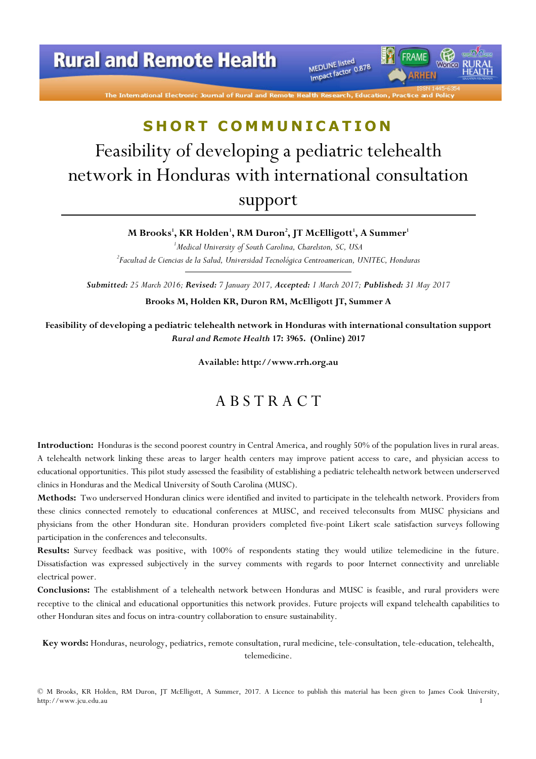SHORT COMMUNICATION

# Feasibility of developing a pediatric telehealth network in Honduras with international consultation support

**M Brooks[1], KR Holden[1], RM Duron[2], JT McElligott[1], A Summer[1]**

[1]*Medical University of South Carolina, Charelston, SC, USA*

[2]*Facultad de Ciencias de la Salud, Universidad Tecnológica Centroamerican, UNITEC, Honduras*

***Submitted:** 25 March 2016; **Revised:** 7 January 2017, **Accepted:** 1 March 2017; **Published:** 31 May 2017*

**Brooks M, Holden KR, Duron RM, McElligott JT, Summer A**

**Feasibility of developing a pediatric telehealth network in Honduras with international consultation support** ***Rural and Remote Health*** **17: 3965. (Online) 2017**

**Available: http://www.rrh.org.au**

## ABSTRACT

**Introduction:** Honduras is the second poorest country in Central America, and roughly 50% of the population lives in rural areas. A telehealth network linking these areas to larger health centers may improve patient access to care, and physician access to educational opportunities. This pilot study assessed the feasibility of establishing a pediatric telehealth network between underserved clinics in Honduras and the Medical University of South Carolina (MUSC).

**Methods:** Two underserved Honduran clinics were identified and invited to participate in the telehealth network. Providers from these clinics connected remotely to educational conferences at MUSC, and received teleconsults from MUSC physicians and physicians from the other Honduran site. Honduran providers completed five-point Likert scale satisfaction surveys following participation in the conferences and teleconsults.

**Results:** Survey feedback was positive, with 100% of respondents stating they would utilize telemedicine in the future. Dissatisfaction was expressed subjectively in the survey comments with regards to poor Internet connectivity and unreliable electrical power.

**Conclusions:** The establishment of a telehealth network between Honduras and MUSC is feasible, and rural providers were receptive to the clinical and educational opportunities this network provides. Future projects will expand telehealth capabilities to other Honduran sites and focus on intra-country collaboration to ensure sustainability.

**Key words:** Honduras, neurology, pediatrics, remote consultation, rural medicine, tele-consultation, tele-education, telehealth, telemedicine.

© M Brooks, KR Holden, RM Duron, JT McElligott, A Summer, 2017. A Licence to publish this material has been given to James Cook University, http://www.jcu.edu.au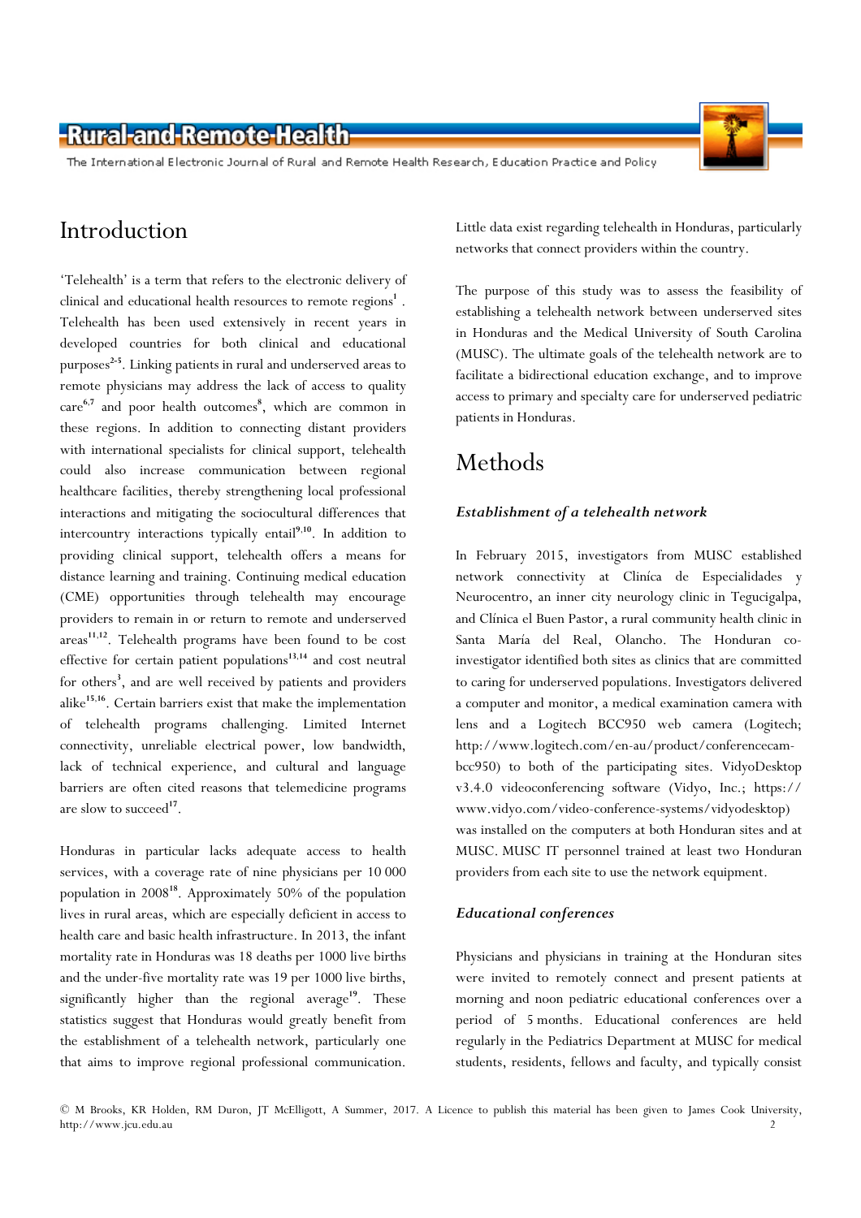# Introduction

'Telehealth' is a term that refers to the electronic delivery of clinical and educational health resources to remote regions[1] . Telehealth has been used extensively in recent years in developed countries for both clinical and educational purposes[2-5]. Linking patients in rural and underserved areas to remote physicians may address the lack of access to quality care[6,7] and poor health outcomes[8], which are common in these regions. In addition to connecting distant providers with international specialists for clinical support, telehealth could also increase communication between regional healthcare facilities, thereby strengthening local professional interactions and mitigating the sociocultural differences that intercountry interactions typically entail[9,10]. In addition to providing clinical support, telehealth offers a means for distance learning and training. Continuing medical education (CME) opportunities through telehealth may encourage providers to remain in or return to remote and underserved areas[11,12]. Telehealth programs have been found to be cost effective for certain patient populations[13,14] and cost neutral for others[3], and are well received by patients and providers alike[15,16]. Certain barriers exist that make the implementation of telehealth programs challenging. Limited Internet connectivity, unreliable electrical power, low bandwidth, lack of technical experience, and cultural and language barriers are often cited reasons that telemedicine programs are slow to succeed[17].

Honduras in particular lacks adequate access to health services, with a coverage rate of nine physicians per 10 000 population in 2008[18]. Approximately 50% of the population lives in rural areas, which are especially deficient in access to health care and basic health infrastructure. In 2013, the infant mortality rate in Honduras was 18 deaths per 1000 live births and the under-five mortality rate was 19 per 1000 live births, significantly higher than the regional average[19]. These statistics suggest that Honduras would greatly benefit from the establishment of a telehealth network, particularly one that aims to improve regional professional communication. Little data exist regarding telehealth in Honduras, particularly networks that connect providers within the country.

The purpose of this study was to assess the feasibility of establishing a telehealth network between underserved sites in Honduras and the Medical University of South Carolina (MUSC). The ultimate goals of the telehealth network are to facilitate a bidirectional education exchange, and to improve access to primary and specialty care for underserved pediatric patients in Honduras.

# Methods

### *Establishment of a telehealth network*

In February 2015, investigators from MUSC established network connectivity at Clinica de Especialidades y Neurocentro, an inner city neurology clinic in Tegucigalpa, and Clínica el Buen Pastor, a rural community health clinic in Santa María del Real, Olancho. The Honduran co-investigator identified both sites as clinics that are committed to caring for underserved populations. Investigators delivered a computer and monitor, a medical examination camera with lens and a Logitech BCC950 web camera (Logitech; http://www.logitech.com/en-au/product/conferencecam-bcc950) to both of the participating sites. VidyoDesktop v3.4.0 videoconferencing software (Vidyo, Inc.; https://www.vidyo.com/video-conference-systems/vidyodesktop) was installed on the computers at both Honduran sites and at MUSC. MUSC IT personnel trained at least two Honduran providers from each site to use the network equipment.

### *Educational conferences*

Physicians and physicians in training at the Honduran sites were invited to remotely connect and present patients at morning and noon pediatric educational conferences over a period of 5 months. Educational conferences are held regularly in the Pediatrics Department at MUSC for medical students, residents, fellows and faculty, and typically consist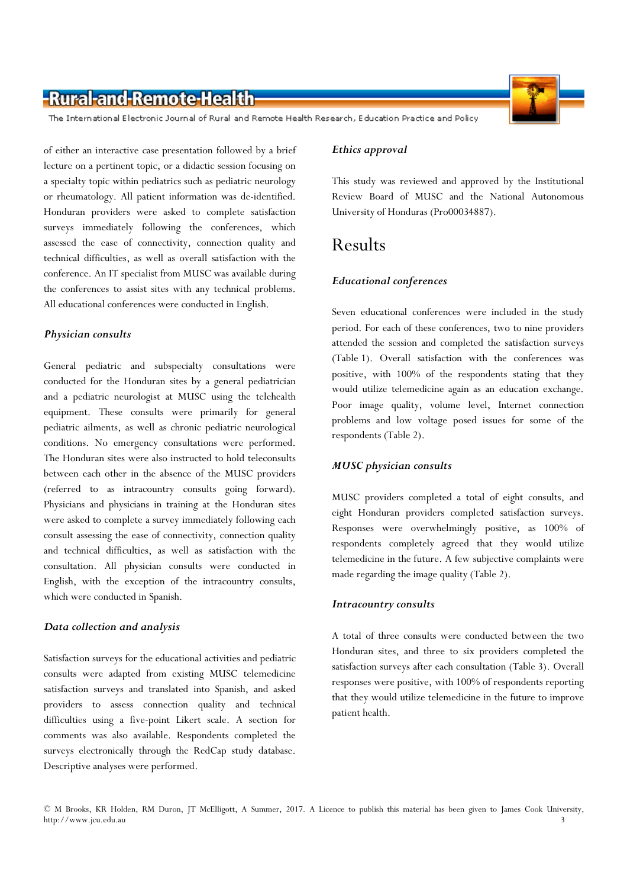of either an interactive case presentation followed by a brief lecture on a pertinent topic, or a didactic session focusing on a specialty topic within pediatrics such as pediatric neurology or rheumatology. All patient information was de-identified. Honduran providers were asked to complete satisfaction surveys immediately following the conferences, which assessed the ease of connectivity, connection quality and technical difficulties, as well as overall satisfaction with the conference. An IT specialist from MUSC was available during the conferences to assist sites with any technical problems. All educational conferences were conducted in English.

### *Physician consults*

General pediatric and subspecialty consultations were conducted for the Honduran sites by a general pediatrician and a pediatric neurologist at MUSC using the telehealth equipment. These consults were primarily for general pediatric ailments, as well as chronic pediatric neurological conditions. No emergency consultations were performed. The Honduran sites were also instructed to hold teleconsults between each other in the absence of the MUSC providers (referred to as intracountry consults going forward). Physicians and physicians in training at the Honduran sites were asked to complete a survey immediately following each consult assessing the ease of connectivity, connection quality and technical difficulties, as well as satisfaction with the consultation. All physician consults were conducted in English, with the exception of the intracountry consults, which were conducted in Spanish.

### *Data collection and analysis*

Satisfaction surveys for the educational activities and pediatric consults were adapted from existing MUSC telemedicine satisfaction surveys and translated into Spanish, and asked providers to assess connection quality and technical difficulties using a five-point Likert scale. A section for comments was also available. Respondents completed the surveys electronically through the RedCap study database. Descriptive analyses were performed.

### *Ethics approval*

This study was reviewed and approved by the Institutional Review Board of MUSC and the National Autonomous University of Honduras (Pro00034887).

## Results

### *Educational conferences*

Seven educational conferences were included in the study period. For each of these conferences, two to nine providers attended the session and completed the satisfaction surveys (Table 1). Overall satisfaction with the conferences was positive, with 100% of the respondents stating that they would utilize telemedicine again as an education exchange. Poor image quality, volume level, Internet connection problems and low voltage posed issues for some of the respondents (Table 2).

### *MUSC physician consults*

MUSC providers completed a total of eight consults, and eight Honduran providers completed satisfaction surveys. Responses were overwhelmingly positive, as 100% of respondents completely agreed that they would utilize telemedicine in the future. A few subjective complaints were made regarding the image quality (Table 2).

### *Intracountry consults*

A total of three consults were conducted between the two Honduran sites, and three to six providers completed the satisfaction surveys after each consultation (Table 3). Overall responses were positive, with 100% of respondents reporting that they would utilize telemedicine in the future to improve patient health.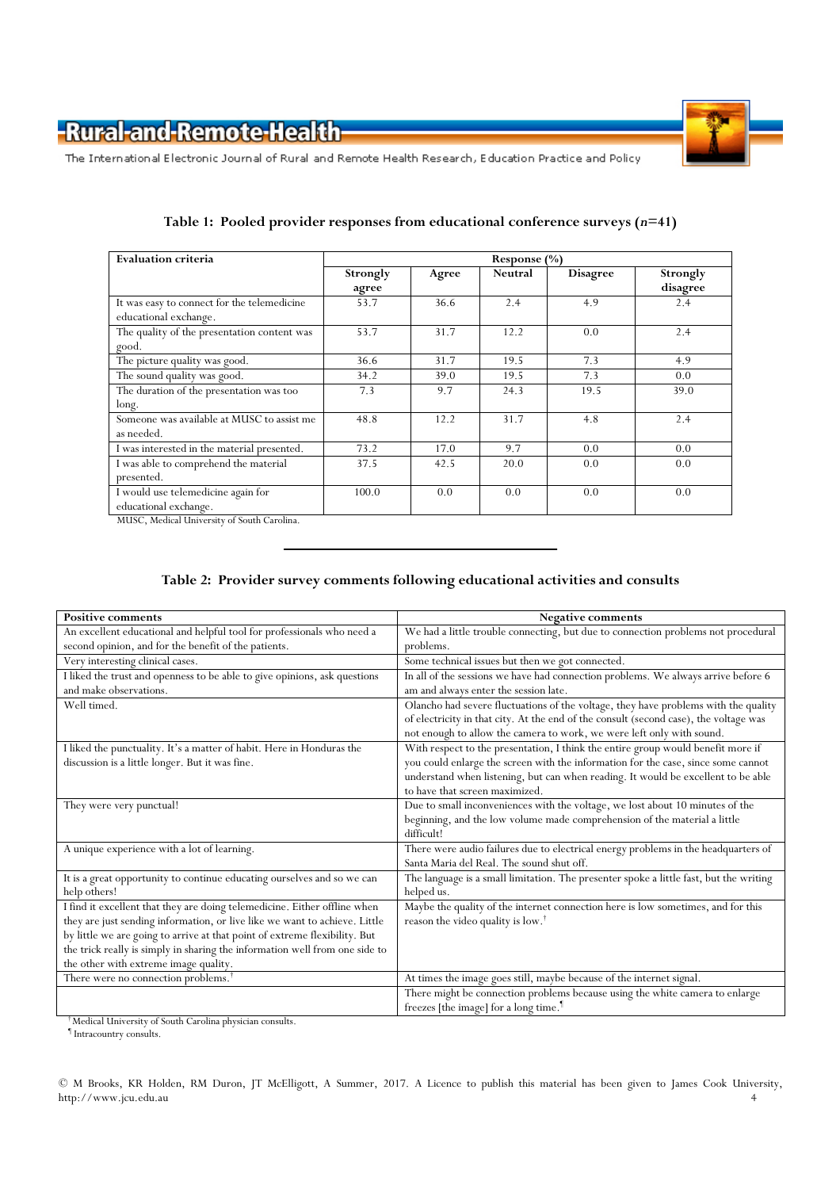**Table 1: Pooled provider responses from educational conference surveys (*n*=41)**

| Evaluation criteria | Response (%) | | | | |
|---|---|---|---|---|---|
| | Strongly agree | Agree | Neutral | Disagree | Strongly disagree |
| It was easy to connect for the telemedicine educational exchange. | 53.7 | 36.6 | 2.4 | 4.9 | 2.4 |
| The quality of the presentation content was good. | 53.7 | 31.7 | 12.2 | 0.0 | 2.4 |
| The picture quality was good. | 36.6 | 31.7 | 19.5 | 7.3 | 4.9 |
| The sound quality was good. | 34.2 | 39.0 | 19.5 | 7.3 | 0.0 |
| The duration of the presentation was too long. | 7.3 | 9.7 | 24.3 | 19.5 | 39.0 |
| Someone was available at MUSC to assist me as needed. | 48.8 | 12.2 | 31.7 | 4.8 | 2.4 |
| I was interested in the material presented. | 73.2 | 17.0 | 9.7 | 0.0 | 0.0 |
| I was able to comprehend the material presented. | 37.5 | 42.5 | 20.0 | 0.0 | 0.0 |
| I would use telemedicine again for educational exchange. | 100.0 | 0.0 | 0.0 | 0.0 | 0.0 |

MUSC, Medical University of South Carolina.

**Table 2: Provider survey comments following educational activities and consults**

| Positive comments | Negative comments |
|---|---|
| An excellent educational and helpful tool for professionals who need a second opinion, and for the benefit of the patients. | We had a little trouble connecting, but due to connection problems not procedural problems. |
| Very interesting clinical cases. | Some technical issues but then we got connected. |
| I liked the trust and openness to be able to give opinions, ask questions and make observations. | In all of the sessions we have had connection problems. We always arrive before 6 am and always enter the session late. |
| Well timed. | Olancho had severe fluctuations of the voltage, they have problems with the quality of electricity in that city. At the end of the consult (second case), the voltage was not enough to allow the camera to work, we were left only with sound. |
| I liked the punctuality. It's a matter of habit. Here in Honduras the discussion is a little longer. But it was fine. | With respect to the presentation, I think the entire group would benefit more if you could enlarge the screen with the information for the case, since some cannot understand when listening, but can when reading. It would be excellent to be able to have that screen maximized. |
| They were very punctual! | Due to small inconveniences with the voltage, we lost about 10 minutes of the beginning, and the low volume made comprehension of the material a little difficult! |
| A unique experience with a lot of learning. | There were audio failures due to electrical energy problems in the headquarters of Santa Maria del Real. The sound shut off. |
| It is a great opportunity to continue educating ourselves and so we can help others! | The language is a small limitation. The presenter spoke a little fast, but the writing helped us. |
| I find it excellent that they are doing telemedicine. Either offline when they are just sending information, or live like we want to achieve. Little by little we are going to arrive at that point of extreme flexibility. But the trick really is simply in sharing the information well from one side to the other with extreme image quality. | Maybe the quality of the internet connection here is low sometimes, and for this reason the video quality is low.† |
| There were no connection problems.† | At times the image goes still, maybe because of the internet signal. |
| | There might be connection problems because using the white camera to enlarge freezes [the image] for a long time.¶ |

† Medical University of South Carolina physician consults.
¶ Intracountry consults.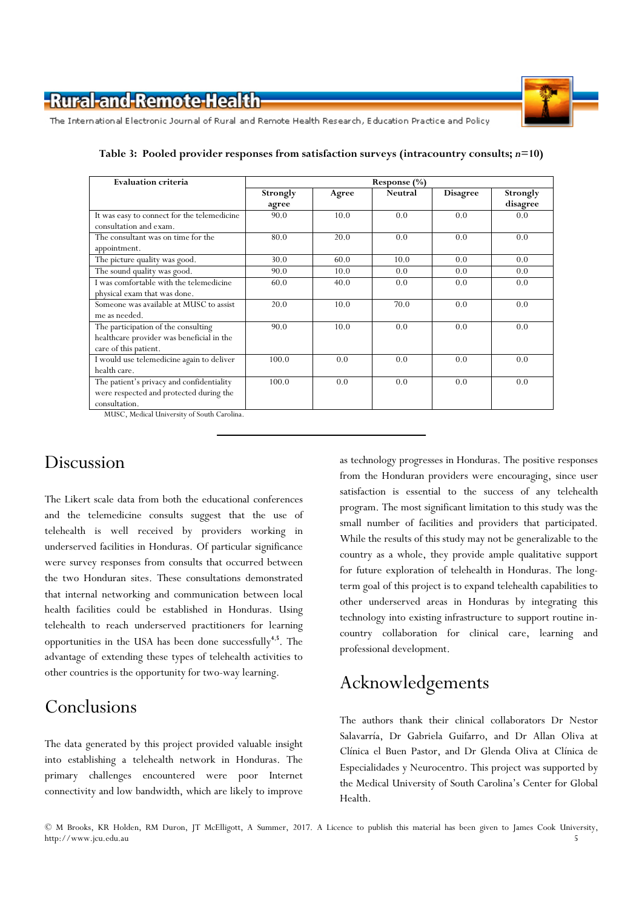**Table 3: Pooled provider responses from satisfaction surveys (intracountry consults; *n*=10)**

| Evaluation criteria | Response (%) | | | | |
|---|---|---|---|---|---|
| | Strongly agree | Agree | Neutral | Disagree | Strongly disagree |
| It was easy to connect for the telemedicine consultation and exam. | 90.0 | 10.0 | 0.0 | 0.0 | 0.0 |
| The consultant was on time for the appointment. | 80.0 | 20.0 | 0.0 | 0.0 | 0.0 |
| The picture quality was good. | 30.0 | 60.0 | 10.0 | 0.0 | 0.0 |
| The sound quality was good. | 90.0 | 10.0 | 0.0 | 0.0 | 0.0 |
| I was comfortable with the telemedicine physical exam that was done. | 60.0 | 40.0 | 0.0 | 0.0 | 0.0 |
| Someone was available at MUSC to assist me as needed. | 20.0 | 10.0 | 70.0 | 0.0 | 0.0 |
| The participation of the consulting healthcare provider was beneficial in the care of this patient. | 90.0 | 10.0 | 0.0 | 0.0 | 0.0 |
| I would use telemedicine again to deliver health care. | 100.0 | 0.0 | 0.0 | 0.0 | 0.0 |
| The patient's privacy and confidentiality were respected and protected during the consultation. | 100.0 | 0.0 | 0.0 | 0.0 | 0.0 |

MUSC, Medical University of South Carolina.

## Discussion

The Likert scale data from both the educational conferences and the telemedicine consults suggest that the use of telehealth is well received by providers working in underserved facilities in Honduras. Of particular significance were survey responses from consults that occurred between the two Honduran sites. These consultations demonstrated that internal networking and communication between local health facilities could be established in Honduras. Using telehealth to reach underserved practitioners for learning opportunities in the USA has been done successfully[4,5]. The advantage of extending these types of telehealth activities to other countries is the opportunity for two-way learning.

## Conclusions

The data generated by this project provided valuable insight into establishing a telehealth network in Honduras. The primary challenges encountered were poor Internet connectivity and low bandwidth, which are likely to improve as technology progresses in Honduras. The positive responses from the Honduran providers were encouraging, since user satisfaction is essential to the success of any telehealth program. The most significant limitation to this study was the small number of facilities and providers that participated. While the results of this study may not be generalizable to the country as a whole, they provide ample qualitative support for future exploration of telehealth in Honduras. The long-term goal of this project is to expand telehealth capabilities to other underserved areas in Honduras by integrating this technology into existing infrastructure to support routine in-country collaboration for clinical care, learning and professional development.

## Acknowledgements

The authors thank their clinical collaborators Dr Nestor Salavarría, Dr Gabriela Guifarro, and Dr Allan Oliva at Clínica el Buen Pastor, and Dr Glenda Oliva at Clínica de Especialidades y Neurocentro. This project was supported by the Medical University of South Carolina's Center for Global Health.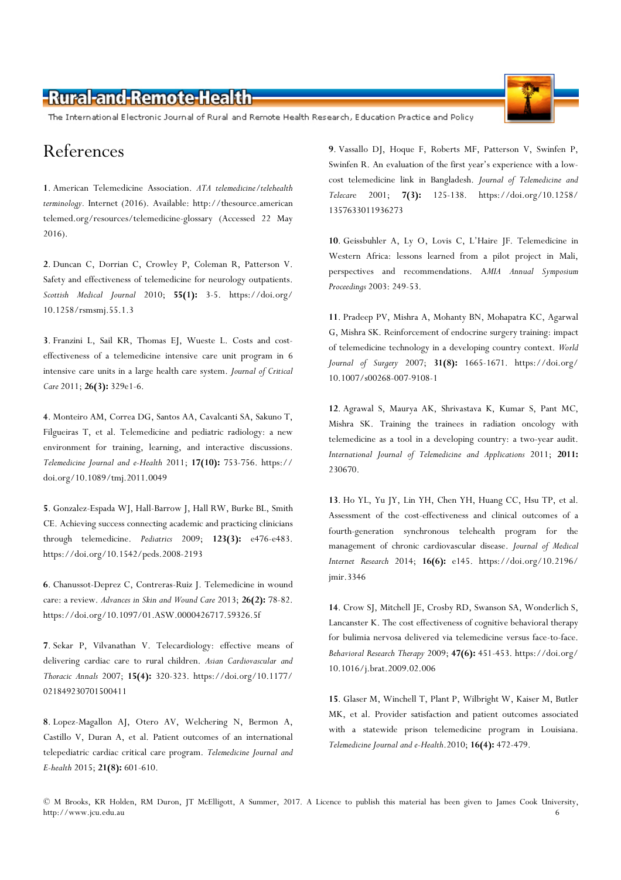## References

**1**. American Telemedicine Association. *ATA telemedicine/telehealth terminology*. Internet (2016). Available: http://thesource.americantelemed.org/resources/telemedicine-glossary (Accessed 22 May 2016).

**2**. Duncan C, Dorrian C, Crowley P, Coleman R, Patterson V. Safety and effectiveness of telemedicine for neurology outpatients. *Scottish Medical Journal* 2010; **55(1):** 3-5. https://doi.org/10.1258/rsmsmj.55.1.3

**3**. Franzini L, Sail KR, Thomas EJ, Wueste L. Costs and cost-effectiveness of a telemedicine intensive care unit program in 6 intensive care units in a large health care system. *Journal of Critical Care* 2011; **26(3):** 329e1-6.

**4**. Monteiro AM, Correa DG, Santos AA, Cavalcanti SA, Sakuno T, Filgueiras T, et al. Telemedicine and pediatric radiology: a new environment for training, learning, and interactive discussions. *Telemedicine Journal and e-Health* 2011; **17(10):** 753-756. https://doi.org/10.1089/tmj.2011.0049

**5**. Gonzalez-Espada WJ, Hall-Barrow J, Hall RW, Burke BL, Smith CE. Achieving success connecting academic and practicing clinicians through telemedicine. *Pediatrics* 2009; **123(3):** e476-e483. https://doi.org/10.1542/peds.2008-2193

**6**. Chanussot-Deprez C, Contreras-Ruiz J. Telemedicine in wound care: a review. *Advances in Skin and Wound Care* 2013; **26(2):** 78-82. https://doi.org/10.1097/01.ASW.0000426717.59326.5f

**7**. Sekar P, Vilvanathan V. Telecardiology: effective means of delivering cardiac care to rural children. *Asian Cardiovascular and Thoracic Annals* 2007; **15(4):** 320-323. https://doi.org/10.1177/021849230701500411

**8**. Lopez-Magallon AJ, Otero AV, Welchering N, Bermon A, Castillo V, Duran A, et al. Patient outcomes of an international telepediatric cardiac critical care program. *Telemedicine Journal and E-health* 2015; **21(8):** 601-610.

**9**. Vassallo DJ, Hoque F, Roberts MF, Patterson V, Swinfen P, Swinfen R. An evaluation of the first year's experience with a low-cost telemedicine link in Bangladesh. *Journal of Telemedicine and Telecare* 2001; **7(3):** 125-138. https://doi.org/10.1258/1357633011936273

**10**. Geissbuhler A, Ly O, Lovis C, L'Haire JF. Telemedicine in Western Africa: lessons learned from a pilot project in Mali, perspectives and recommendations. A*MIA Annual Symposium Proceedings* 2003: 249-53.

**11**. Pradeep PV, Mishra A, Mohanty BN, Mohapatra KC, Agarwal G, Mishra SK. Reinforcement of endocrine surgery training: impact of telemedicine technology in a developing country context. *World Journal of Surgery* 2007; **31(8):** 1665-1671. https://doi.org/10.1007/s00268-007-9108-1

**12**. Agrawal S, Maurya AK, Shrivastava K, Kumar S, Pant MC, Mishra SK. Training the trainees in radiation oncology with telemedicine as a tool in a developing country: a two-year audit. *International Journal of Telemedicine and Applications* 2011; **2011:** 230670.

**13**. Ho YL, Yu JY, Lin YH, Chen YH, Huang CC, Hsu TP, et al. Assessment of the cost-effectiveness and clinical outcomes of a fourth-generation synchronous telehealth program for the management of chronic cardiovascular disease. *Journal of Medical Internet Research* 2014; **16(6):** e145. https://doi.org/10.2196/jmir.3346

**14**. Crow SJ, Mitchell JE, Crosby RD, Swanson SA, Wonderlich S, Lancanster K. The cost effectiveness of cognitive behavioral therapy for bulimia nervosa delivered via telemedicine versus face-to-face. *Behavioral Research Therapy* 2009; **47(6):** 451-453. https://doi.org/10.1016/j.brat.2009.02.006

**15**. Glaser M, Winchell T, Plant P, Wilbright W, Kaiser M, Butler MK, et al. Provider satisfaction and patient outcomes associated with a statewide prison telemedicine program in Louisiana. *Telemedicine Journal and e-Health*.2010; **16(4):** 472-479.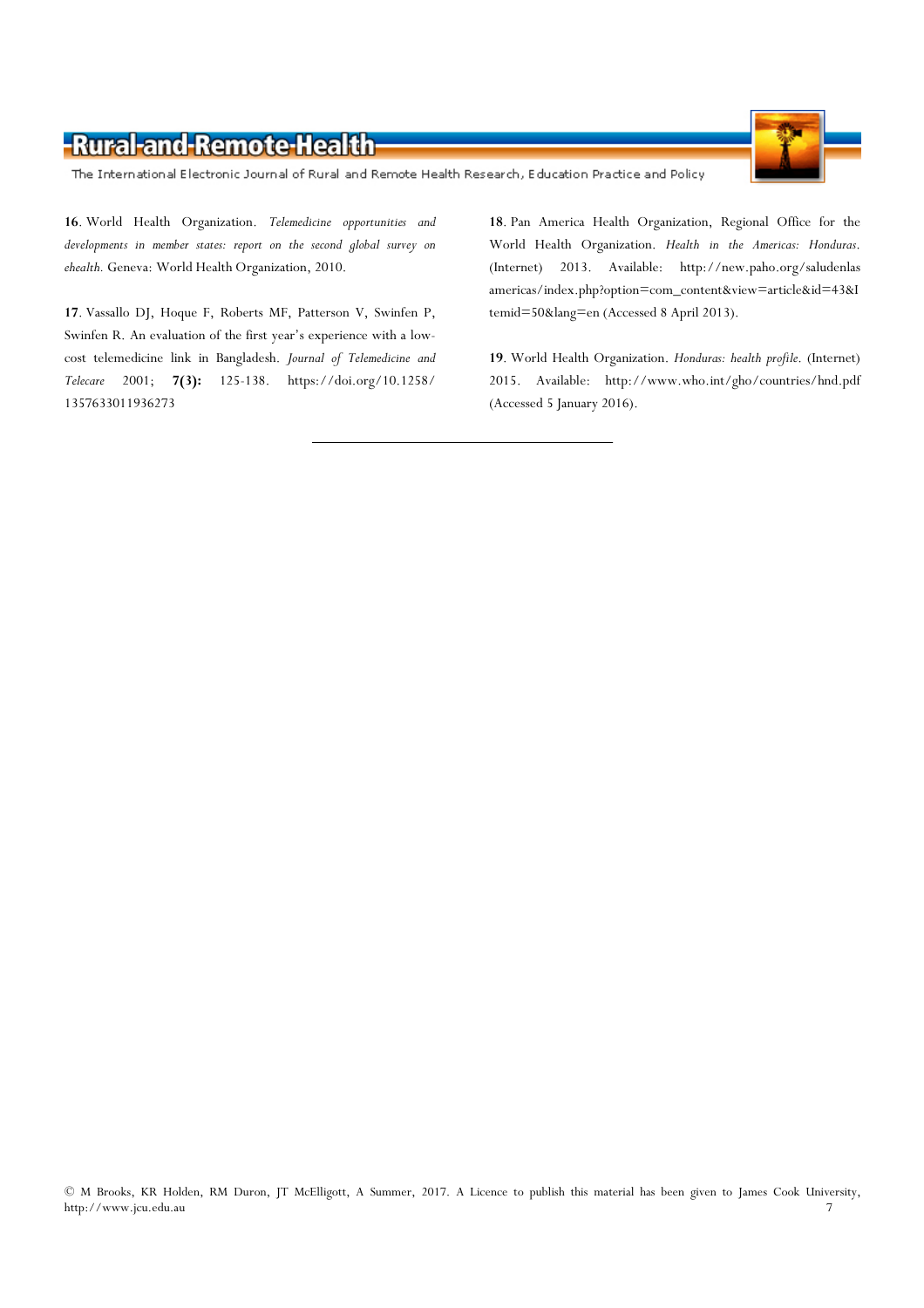**16**. World Health Organization. *Telemedicine opportunities and developments in member states: report on the second global survey on ehealth.* Geneva: World Health Organization, 2010.

**17**. Vassallo DJ, Hoque F, Roberts MF, Patterson V, Swinfen P, Swinfen R. An evaluation of the first year's experience with a low-cost telemedicine link in Bangladesh. *Journal of Telemedicine and Telecare* 2001; **7(3):** 125-138. https://doi.org/10.1258/1357633011936273

**18**. Pan America Health Organization, Regional Office for the World Health Organization. *Health in the Americas: Honduras*. (Internet) 2013. Available: http://new.paho.org/saludenlasamericas/index.php?option=com_content&view=article&id=43&Itemid=50&lang=en (Accessed 8 April 2013).

**19**. World Health Organization. *Honduras: health profile*. (Internet) 2015. Available: http://www.who.int/gho/countries/hnd.pdf (Accessed 5 January 2016).

---

© M Brooks, KR Holden, RM Duron, JT McElligott, A Summer, 2017. A Licence to publish this material has been given to James Cook University, http://www.jcu.edu.au